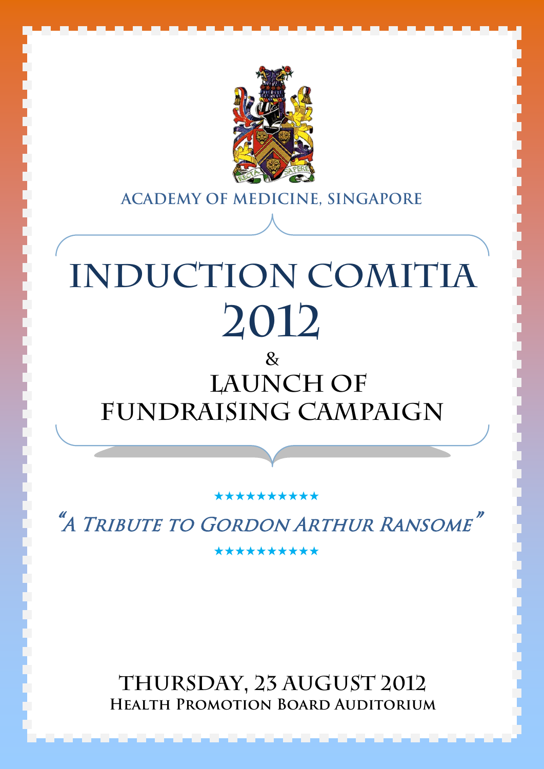ACADEMY OF MEDICINE, SINGAPORE

# INDUCTION COMITIA 2012

## &

## LAUNCH OF FUNDRAISING CAMPAIGN

★★★★★★★★★★★

*"A Tribute to Gordon Arthur Ransome"*

★★★★★★★★★★★

THURSDAY, 23 AUGUST 2012

HEALTH PROMOTION BOARD AUDITORIUM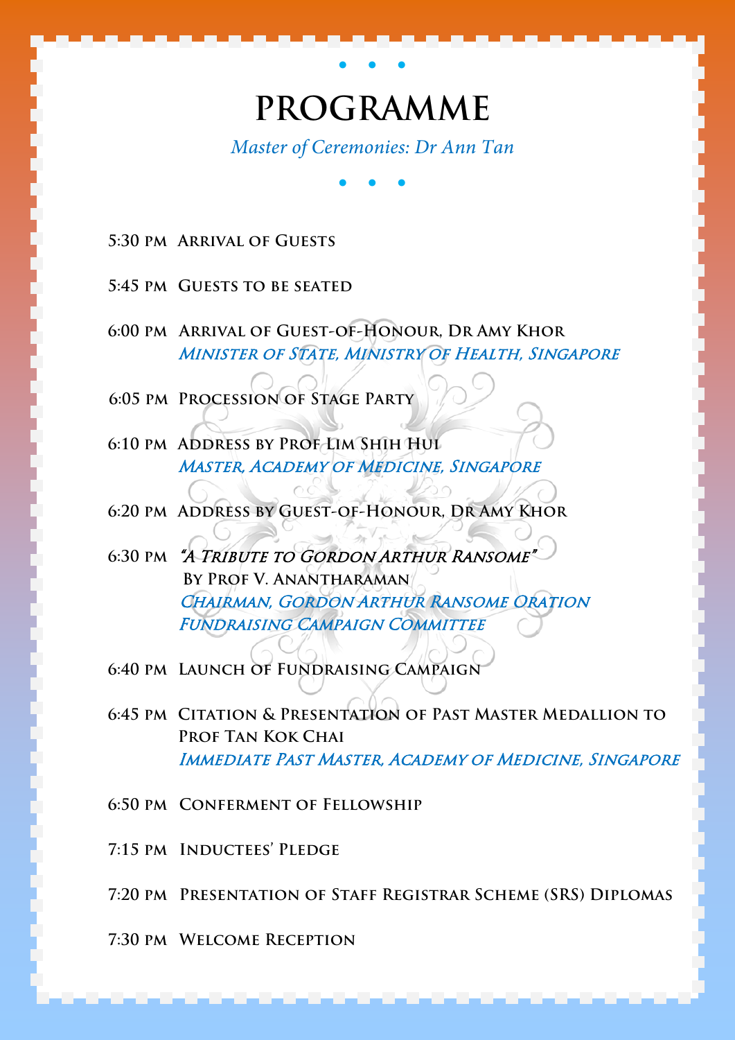# PROGRAMME

*Master of Ceremonies: Dr Ann Tan*

**5:30 PM** **Arrival of Guests**

**5:45 PM** **Guests to be seated**

**6:00 PM** **Arrival of Guest-of-Honour, Dr Amy Khor**
*Minister of State, Ministry of Health, Singapore*

**6:05 PM** **Procession of Stage Party**

**6:10 PM** **Address by Prof Lim Shih Hui**
*Master, Academy of Medicine, Singapore*

**6:20 PM** **Address by Guest-of-Honour, Dr Amy Khor**

**6:30 PM** ***"A Tribute to Gordon Arthur Ransome"***
**By Prof V. Anantharaman**
*Chairman, Gordon Arthur Ransome Oration Fundraising Campaign Committee*

**6:40 PM** **Launch of Fundraising Campaign**

**6:45 PM** **Citation & Presentation of Past Master Medallion to Prof Tan Kok Chai**
*Immediate Past Master, Academy of Medicine, Singapore*

**6:50 PM** **Conferment of Fellowship**

**7:15 PM** **Inductees' Pledge**

**7:20 PM** **Presentation of Staff Registrar Scheme (SRS) Diplomas**

**7:30 PM** **Welcome Reception**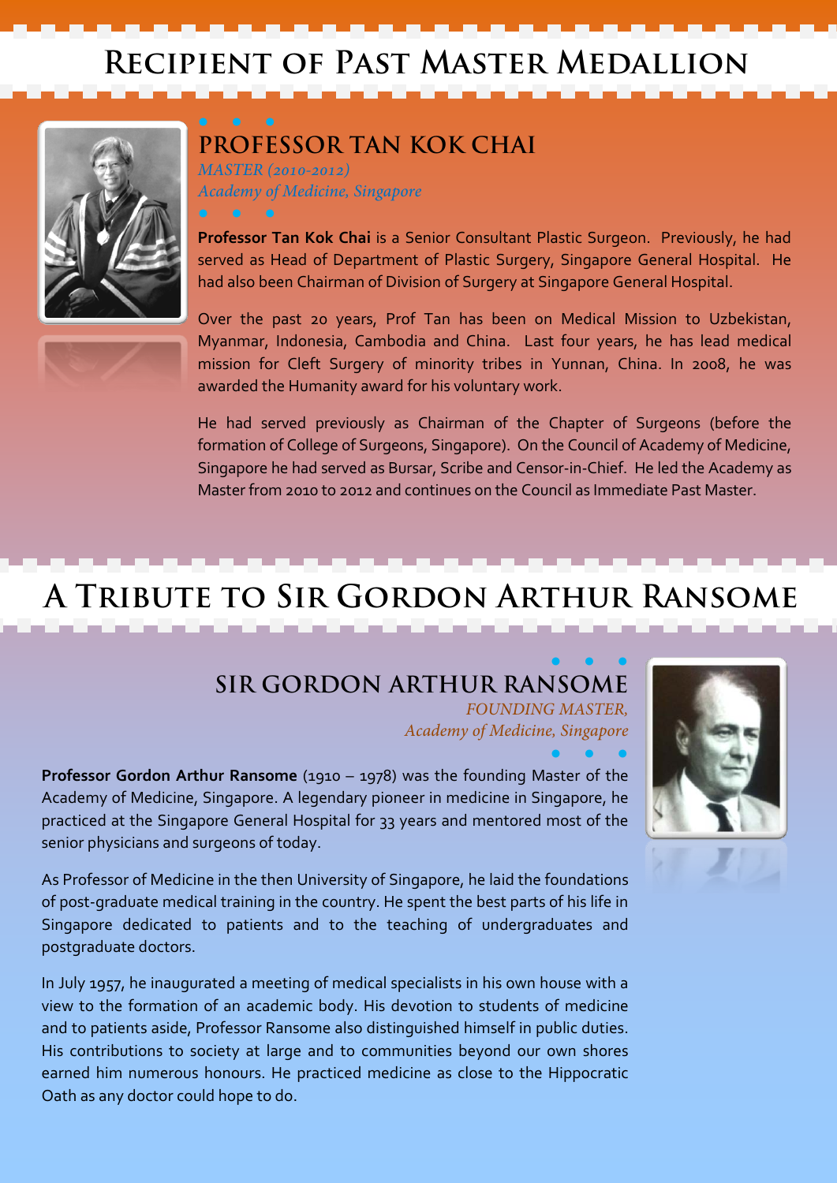# Recipient of Past Master Medallion

## PROFESSOR TAN KOK CHAI

*MASTER (2010-2012)*
*Academy of Medicine, Singapore*

**Professor Tan Kok Chai** is a Senior Consultant Plastic Surgeon. Previously, he had served as Head of Department of Plastic Surgery, Singapore General Hospital. He had also been Chairman of Division of Surgery at Singapore General Hospital.

Over the past 20 years, Prof Tan has been on Medical Mission to Uzbekistan, Myanmar, Indonesia, Cambodia and China. Last four years, he has lead medical mission for Cleft Surgery of minority tribes in Yunnan, China. In 2008, he was awarded the Humanity award for his voluntary work.

He had served previously as Chairman of the Chapter of Surgeons (before the formation of College of Surgeons, Singapore). On the Council of Academy of Medicine, Singapore he had served as Bursar, Scribe and Censor-in-Chief. He led the Academy as Master from 2010 to 2012 and continues on the Council as Immediate Past Master.

# A Tribute to Sir Gordon Arthur Ransome

## SIR GORDON ARTHUR RANSOME

*FOUNDING MASTER,*
*Academy of Medicine, Singapore*

**Professor Gordon Arthur Ransome** (1910 – 1978) was the founding Master of the Academy of Medicine, Singapore. A legendary pioneer in medicine in Singapore, he practiced at the Singapore General Hospital for 33 years and mentored most of the senior physicians and surgeons of today.

As Professor of Medicine in the then University of Singapore, he laid the foundations of post-graduate medical training in the country. He spent the best parts of his life in Singapore dedicated to patients and to the teaching of undergraduates and postgraduate doctors.

In July 1957, he inaugurated a meeting of medical specialists in his own house with a view to the formation of an academic body. His devotion to students of medicine and to patients aside, Professor Ransome also distinguished himself in public duties. His contributions to society at large and to communities beyond our own shores earned him numerous honours. He practiced medicine as close to the Hippocratic Oath as any doctor could hope to do.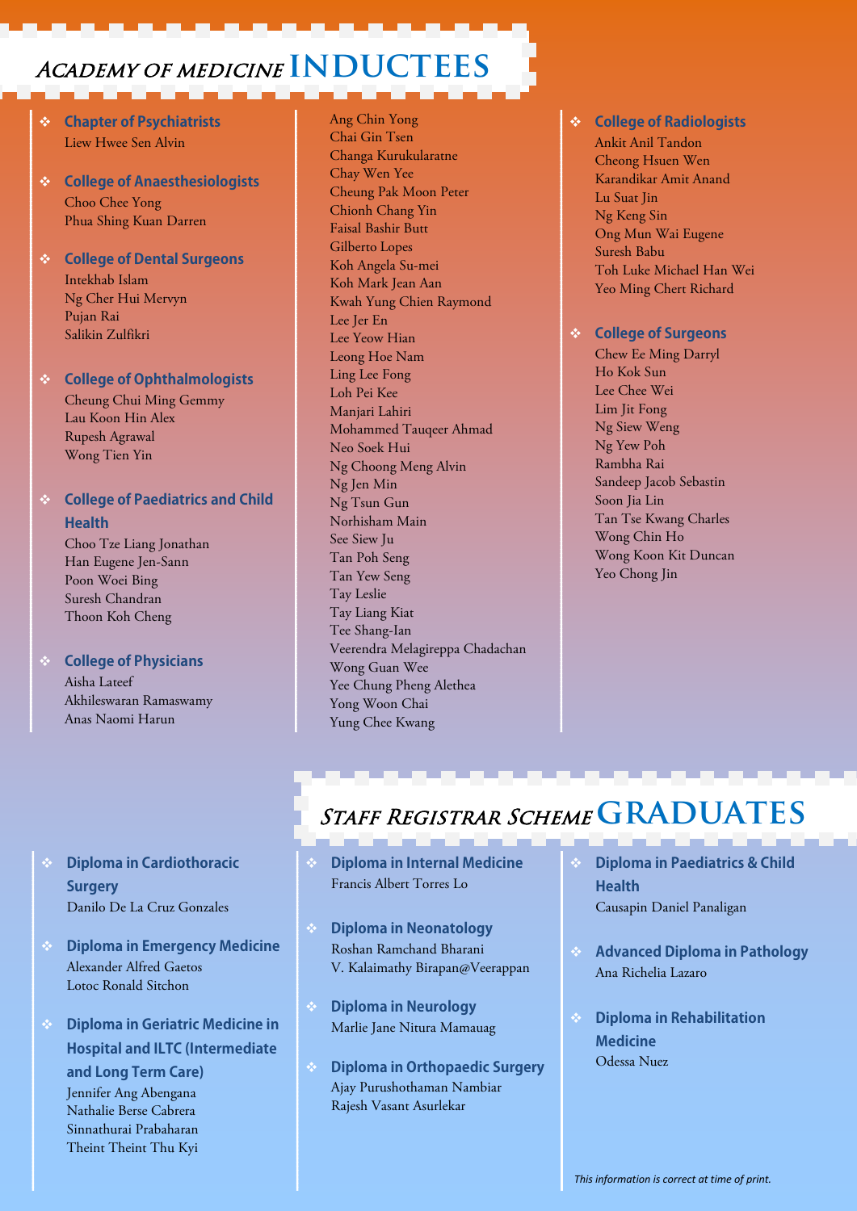# Academy of Medicine INDUCTEES

### Chapter of Psychiatrists
Liew Hwee Sen Alvin

### College of Anaesthesiologists
Choo Chee Yong
Phua Shing Kuan Darren

### College of Dental Surgeons
Intekhab Islam
Ng Cher Hui Mervyn
Pujan Rai
Salikin Zulfikri

### College of Ophthalmologists
Cheung Chui Ming Gemmy
Lau Koon Hin Alex
Rupesh Agrawal
Wong Tien Yin

### College of Paediatrics and Child Health
Choo Tze Liang Jonathan
Han Eugene Jen-Sann
Poon Woei Bing
Suresh Chandran
Thoon Koh Cheng

### College of Physicians
Aisha Lateef
Akhileswaran Ramaswamy
Anas Naomi Harun
Ang Chin Yong
Chai Gin Tsen
Changa Kurukularatne
Chay Wen Yee
Cheung Pak Moon Peter
Chionh Chang Yin
Faisal Bashir Butt
Gilberto Lopes
Koh Angela Su-mei
Koh Mark Jean Aan
Kwah Yung Chien Raymond
Lee Jer En
Lee Yeow Hian
Leong Hoe Nam
Ling Lee Fong
Loh Pei Kee
Manjari Lahiri
Mohammed Tauqeer Ahmad
Neo Soek Hui
Ng Choong Meng Alvin
Ng Jen Min
Ng Tsun Gun
Norhisham Main
See Siew Ju
Tan Poh Seng
Tan Yew Seng
Tay Leslie
Tay Liang Kiat
Tee Shang-Ian
Veerendra Melagireppa Chadachan
Wong Guan Wee
Yee Chung Pheng Alethea
Yong Woon Chai
Yung Chee Kwang

### College of Radiologists
Ankit Anil Tandon
Cheong Hsuen Wen
Karandikar Amit Anand
Lu Suat Jin
Ng Keng Sin
Ong Mun Wai Eugene
Suresh Babu
Toh Luke Michael Han Wei
Yeo Ming Chert Richard

### College of Surgeons
Chew Ee Ming Darryl
Ho Kok Sun
Lee Chee Wei
Lim Jit Fong
Ng Siew Weng
Ng Yew Poh
Rambha Rai
Sandeep Jacob Sebastin
Soon Jia Lin
Tan Tse Kwang Charles
Wong Chin Ho
Wong Koon Kit Duncan
Yeo Chong Jin

# Staff Registrar Scheme GRADUATES

### Diploma in Cardiothoracic Surgery
Danilo De La Cruz Gonzales

### Diploma in Emergency Medicine
Alexander Alfred Gaetos
Lotoc Ronald Sitchon

### Diploma in Geriatric Medicine in Hospital and ILTC (Intermediate and Long Term Care)
Jennifer Ang Abengana
Nathalie Berse Cabrera
Sinnathurai Prabaharan
Theint Theint Thu Kyi

### Diploma in Internal Medicine
Francis Albert Torres Lo

### Diploma in Neonatology
Roshan Ramchand Bharani
V. Kalaimathy Birapan@Veerappan

### Diploma in Neurology
Marlie Jane Nitura Mamauag

### Diploma in Orthopaedic Surgery
Ajay Purushothaman Nambiar
Rajesh Vasant Asurlekar

### Diploma in Paediatrics & Child Health
Causapin Daniel Panaligan

### Advanced Diploma in Pathology
Ana Richelia Lazaro

### Diploma in Rehabilitation Medicine
Odessa Nuez

*This information is correct at time of print.*